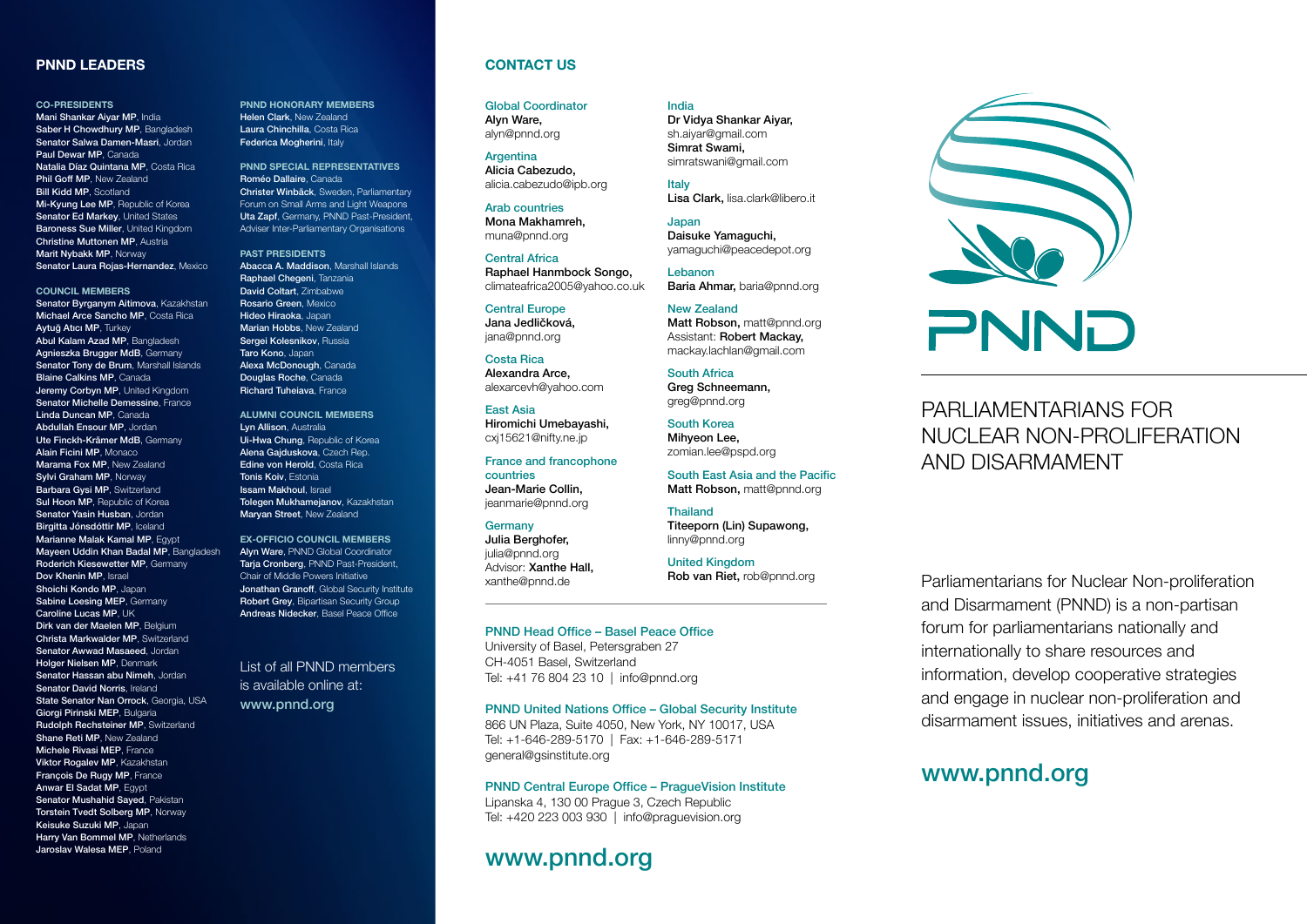## PNND LEADERS

### CO-PRESIDENTS

**Mani Shankar Aiyar MP**, India
**Saber H Chowdhury MP**, Bangladesh
**Senator Salwa Damen-Masri**, Jordan
**Paul Dewar MP**, Canada
**Natalia Díaz Quintana MP**, Costa Rica
**Phil Goff MP**, New Zealand
**Bill Kidd MP**, Scotland
**Mi-Kyung Lee MP**, Republic of Korea
**Senator Ed Markey**, United States
**Baroness Sue Miller**, United Kingdom
**Christine Muttonen MP**, Austria
**Marit Nybakk MP**, Norway
**Senator Laura Rojas-Hernandez**, Mexico

### COUNCIL MEMBERS

**Senator Byrganym Aitimova**, Kazakhstan
**Michael Arce Sancho MP**, Costa Rica
**Aytuğ Atıcı MP**, Turkey
**Abul Kalam Azad MP**, Bangladesh
**Agnieszka Brugger MdB**, Germany
**Senator Tony de Brum**, Marshall Islands
**Blaine Calkins MP**, Canada
**Jeremy Corbyn MP**, United Kingdom
**Senator Michelle Demessine**, France
**Linda Duncan MP**, Canada
**Abdullah Ensour MP**, Jordan
**Ute Finckh-Krämer MdB**, Germany
**Alain Ficini MP**, Monaco
**Marama Fox MP**, New Zealand
**Sylvi Graham MP**, Norway
**Barbara Gysi MP**, Switzerland
**Sul Hoon MP**, Republic of Korea
**Senator Yasin Husban**, Jordan
**Birgitta Jónsdóttir MP**, Iceland
**Marianne Malak Kamal MP**, Egypt
**Mayeen Uddin Khan Badal MP**, Bangladesh
**Roderich Kiesewetter MP**, Germany
**Dov Khenin MP**, Israel
**Shoichi Kondo MP**, Japan
**Sabine Loesing MEP**, Germany
**Caroline Lucas MP**, UK
**Dirk van der Maelen MP**, Belgium
**Christa Markwalder MP**, Switzerland
**Senator Awwad Masaeed**, Jordan
**Holger Nielsen MP**, Denmark
**Senator Hassan abu Nimeh**, Jordan
**Senator David Norris**, Ireland
**State Senator Nan Orrock**, Georgia, USA
**Giorgi Pirinski MEP**, Bulgaria
**Rudolph Rechsteiner MP**, Switzerland
**Shane Reti MP**, New Zealand
**Michele Rivasi MEP**, France
**Viktor Rogalev MP**, Kazakhstan
**François De Rugy MP**, France
**Anwar El Sadat MP**, Egypt
**Senator Mushahid Sayed**, Pakistan
**Torstein Tvedt Solberg MP**, Norway
**Keisuke Suzuki MP**, Japan
**Harry Van Bommel MP**, Netherlands
**Jaroslav Walesa MEP**, Poland

### PNND HONORARY MEMBERS

**Helen Clark**, New Zealand
**Laura Chinchilla**, Costa Rica
**Federica Mogherini**, Italy

### PNND SPECIAL REPRESENTATIVES

**Roméo Dallaire**, Canada
**Christer Winbäck**, Sweden, Parliamentary Forum on Small Arms and Light Weapons
**Uta Zapf**, Germany, PNND Past-President, Adviser Inter-Parliamentary Organisations

### PAST PRESIDENTS

**Abacca A. Maddison**, Marshall Islands
**Raphael Chegeni**, Tanzania
**David Coltart**, Zimbabwe
**Rosario Green**, Mexico
**Hideo Hiraoka**, Japan
**Marian Hobbs**, New Zealand
**Sergei Kolesnikov**, Russia
**Taro Kono**, Japan
**Alexa McDonough**, Canada
**Douglas Roche**, Canada
**Richard Tuheiava**, France

### ALUMNI COUNCIL MEMBERS

**Lyn Allison**, Australia
**Ui-Hwa Chung**, Republic of Korea
**Alena Gajduskova**, Czech Rep.
**Edine von Herold**, Costa Rica
**Tonis Koiv**, Estonia
**Issam Makhoul**, Israel
**Tolegen Mukhamejanov**, Kazakhstan
**Maryan Street**, New Zealand

### EX-OFFICIO COUNCIL MEMBERS

**Alyn Ware**, PNND Global Coordinator
**Tarja Cronberg**, PNND Past-President, Chair of Middle Powers Initiative
**Jonathan Granoff**, Global Security Institute
**Robert Grey**, Bipartisan Security Group
**Andreas Nidecker**, Basel Peace Office

List of all PNND members is available online at: **www.pnnd.org**

## CONTACT US

**Global Coordinator**
**Alyn Ware,**
alyn@pnnd.org

**Argentina**
**Alicia Cabezudo,**
alicia.cabezudo@ipb.org

**Arab countries**
**Mona Makhamreh,**
muna@pnnd.org

**Central Africa**
**Raphael Hanmbock Songo,**
climateafrica2005@yahoo.co.uk

**Central Europe**
**Jana Jedličková,**
jana@pnnd.org

**Costa Rica**
**Alexandra Arce,**
alexarcevh@yahoo.com

**East Asia**
**Hiromichi Umebayashi,**
cxj15621@nifty.ne.jp

**France and francophone countries**
**Jean-Marie Collin,**
jeanmarie@pnnd.org

**Germany**
**Julia Berghofer,**
julia@pnnd.org
Advisor: **Xanthe Hall,**
xanthe@pnnd.de

**India**
**Dr Vidya Shankar Aiyar,**
sh.aiyar@gmail.com
**Simrat Swami,**
simratswami@gmail.com

**Italy**
**Lisa Clark,** lisa.clark@libero.it

**Japan**
**Daisuke Yamaguchi,**
yamaguchi@peacedepot.org

**Lebanon**
**Baria Ahmar,** baria@pnnd.org

**New Zealand**
**Matt Robson,** matt@pnnd.org
Assistant: **Robert Mackay,**
mackay.lachlan@gmail.com

**South Africa**
**Greg Schneemann,**
greg@pnnd.org

**South Korea**
**Mihyeon Lee,**
zomian.lee@pspd.org

**South East Asia and the Pacific**
**Matt Robson,** matt@pnnd.org

**Thailand**
**Titeeporn (Lin) Supawong,**
linny@pnnd.org

**United Kingdom**
**Rob van Riet,** rob@pnnd.org

---

**PNND Head Office – Basel Peace Office**
University of Basel, Petersgraben 27
CH-4051 Basel, Switzerland
Tel: +41 76 804 23 10 | info@pnnd.org

**PNND United Nations Office – Global Security Institute**
866 UN Plaza, Suite 4050, New York, NY 10017, USA
Tel: +1-646-289-5170 | Fax: +1-646-289-5171
general@gsinstitute.org

**PNND Central Europe Office – PragueVision Institute**
Lipanska 4, 130 00 Prague 3, Czech Republic
Tel: +420 223 003 930 | info@praguevision.org

**www.pnnd.org**

# PNND

## PARLIAMENTARIANS FOR NUCLEAR NON-PROLIFERATION AND DISARMAMENT

Parliamentarians for Nuclear Non-proliferation and Disarmament (PNND) is a non-partisan forum for parliamentarians nationally and internationally to share resources and information, develop cooperative strategies and engage in nuclear non-proliferation and disarmament issues, initiatives and arenas.

**www.pnnd.org**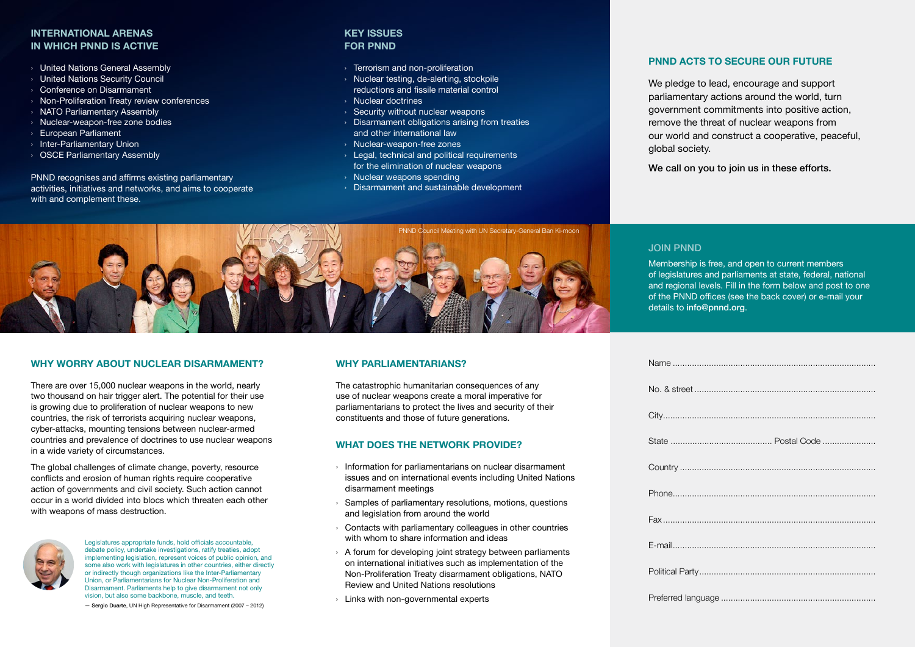## INTERNATIONAL ARENAS IN WHICH PNND IS ACTIVE

- United Nations General Assembly
- United Nations Security Council
- Conference on Disarmament
- Non-Proliferation Treaty review conferences
- NATO Parliamentary Assembly
- Nuclear-weapon-free zone bodies
- European Parliament
- Inter-Parliamentary Union
- OSCE Parliamentary Assembly

PNND recognises and affirms existing parliamentary activities, initiatives and networks, and aims to cooperate with and complement these.

## KEY ISSUES FOR PNND

- Terrorism and non-proliferation
- Nuclear testing, de-alerting, stockpile reductions and fissile material control
- Nuclear doctrines
- Security without nuclear weapons
- Disarmament obligations arising from treaties and other international law
- Nuclear-weapon-free zones
- Legal, technical and political requirements for the elimination of nuclear weapons
- Nuclear weapons spending
- Disarmament and sustainable development

## PNND ACTS TO SECURE OUR FUTURE

We pledge to lead, encourage and support parliamentary actions around the world, turn government commitments into positive action, remove the threat of nuclear weapons from our world and construct a cooperative, peaceful, global society.

**We call on you to join us in these efforts.**

PNND Council Meeting with UN Secretary-General Ban Ki-moon

## JOIN PNND

Membership is free, and open to current members of legislatures and parliaments at state, federal, national and regional levels. Fill in the form below and post to one of the PNND offices (see the back cover) or e-mail your details to info@pnnd.org.

## WHY WORRY ABOUT NUCLEAR DISARMAMENT?

There are over 15,000 nuclear weapons in the world, nearly two thousand on hair trigger alert. The potential for their use is growing due to proliferation of nuclear weapons to new countries, the risk of terrorists acquiring nuclear weapons, cyber-attacks, mounting tensions between nuclear-armed countries and prevalence of doctrines to use nuclear weapons in a wide variety of circumstances.

The global challenges of climate change, poverty, resource conflicts and erosion of human rights require cooperative action of governments and civil society. Such action cannot occur in a world divided into blocs which threaten each other with weapons of mass destruction.

Legislatures appropriate funds, hold officials accountable, debate policy, undertake investigations, ratify treaties, adopt implementing legislation, represent voices of public opinion, and some also work with legislatures in other countries, either directly or indirectly though organizations like the Inter-Parliamentary Union, or Parliamentarians for Nuclear Non-Proliferation and Disarmament. Parliaments help to give disarmament not only vision, but also some backbone, muscle, and teeth.

— **Sergio Duarte**, UN High Representative for Disarmament (2007 – 2012)

## WHY PARLIAMENTARIANS?

The catastrophic humanitarian consequences of any use of nuclear weapons create a moral imperative for parliamentarians to protect the lives and security of their constituents and those of future generations.

## WHAT DOES THE NETWORK PROVIDE?

- Information for parliamentarians on nuclear disarmament issues and on international events including United Nations disarmament meetings
- Samples of parliamentary resolutions, motions, questions and legislation from around the world
- Contacts with parliamentary colleagues in other countries with whom to share information and ideas
- A forum for developing joint strategy between parliaments on international initiatives such as implementation of the Non-Proliferation Treaty disarmament obligations, NATO Review and United Nations resolutions
- Links with non-governmental experts

Name ..........................................................................................

No. & street ................................................................................

City.............................................................................................

State .......................................... Postal Code ......................

Country .......................................................................................

Phone..........................................................................................

Fax..............................................................................................

E-mail..........................................................................................

Political Party...............................................................................

Preferred language ......................................................................